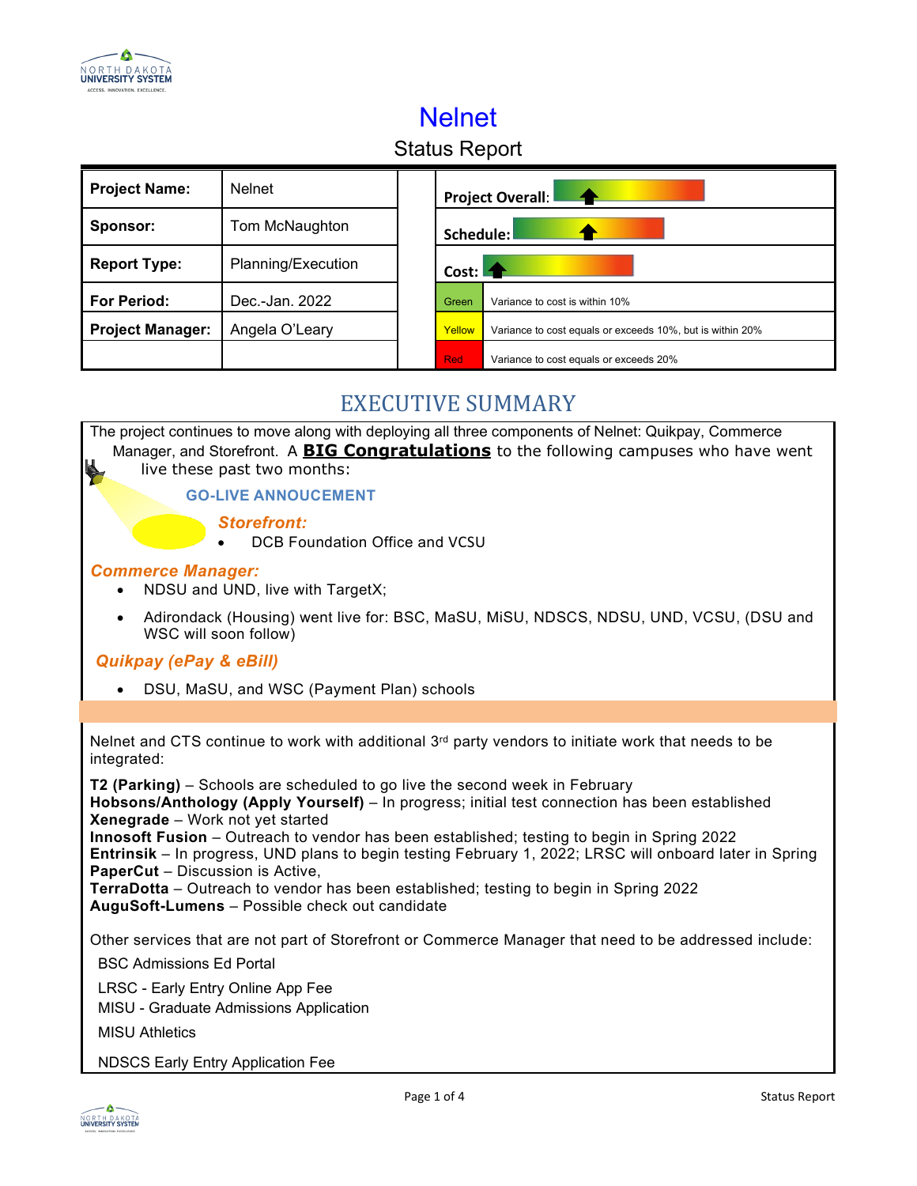# Nelnet

## Status Report

| Project Name: | Nelnet | Project Overall: | |
|---|---|---|---|
| Sponsor: | Tom McNaughton | Schedule: | |
| Report Type: | Planning/Execution | Cost: | |
| For Period: | Dec.-Jan. 2022 | Green | Variance to cost is within 10% |
| Project Manager: | Angela O'Leary | Yellow | Variance to cost equals or exceeds 10%, but is within 20% |
| | | Red | Variance to cost equals or exceeds 20% |

## EXECUTIVE SUMMARY

The project continues to move along with deploying all three components of Nelnet: Quikpay, Commerce Manager, and Storefront. A **BIG Congratulations** to the following campuses who have went live these past two months:

**GO-LIVE ANNOUCEMENT**

***Storefront:***

- DCB Foundation Office and VCSU

***Commerce Manager:***

- NDSU and UND, live with TargetX;
- Adirondack (Housing) went live for: BSC, MaSU, MiSU, NDSCS, NDSU, UND, VCSU, (DSU and WSC will soon follow)

***Quikpay (ePay & eBill)***

- DSU, MaSU, and WSC (Payment Plan) schools

Nelnet and CTS continue to work with additional 3rd party vendors to initiate work that needs to be integrated:

**T2 (Parking)** – Schools are scheduled to go live the second week in February
**Hobsons/Anthology (Apply Yourself)** – In progress; initial test connection has been established
**Xenegrade** – Work not yet started
**Innosoft Fusion** – Outreach to vendor has been established; testing to begin in Spring 2022
**Entrinsik** – In progress, UND plans to begin testing February 1, 2022; LRSC will onboard later in Spring
**PaperCut** – Discussion is Active,
**TerraDotta** – Outreach to vendor has been established; testing to begin in Spring 2022
**AuguSoft-Lumens** – Possible check out candidate

Other services that are not part of Storefront or Commerce Manager that need to be addressed include:

BSC Admissions Ed Portal

LRSC - Early Entry Online App Fee
MISU - Graduate Admissions Application

MISU Athletics

NDSCS Early Entry Application Fee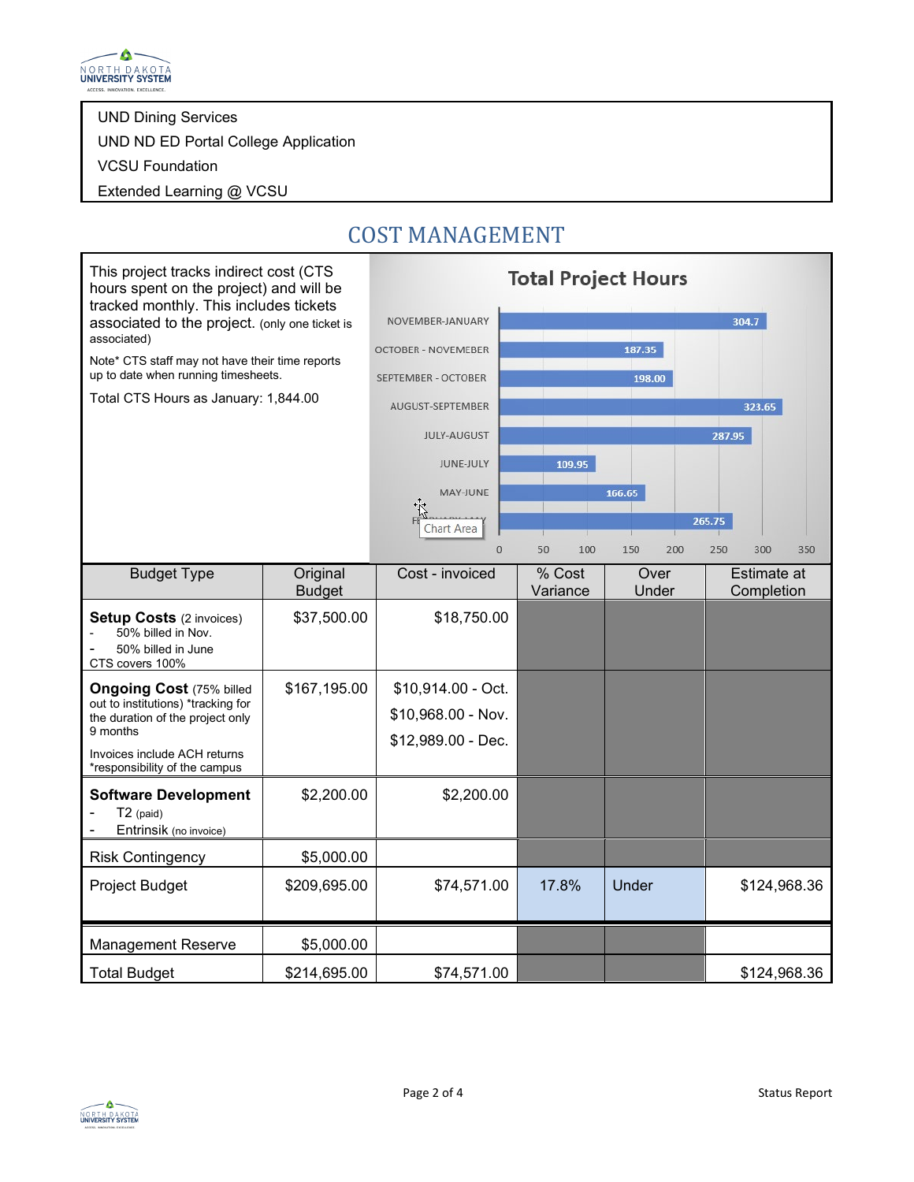UND Dining Services

UND ND ED Portal College Application

VCSU Foundation

Extended Learning @ VCSU

## COST MANAGEMENT

This project tracks indirect cost (CTS hours spent on the project) and will be tracked monthly. This includes tickets associated to the project. (only one ticket is associated)

Note* CTS staff may not have their time reports up to date when running timesheets.

Total CTS Hours as January: 1,844.00

**Total Project Hours**

| Period | Hours |
|---|---|
| NOVEMBER-JANUARY | 304.7 |
| OCTOBER - NOVEMEBER | 187.35 |
| SEPTEMBER - OCTOBER | 198.00 |
| AUGUST-SEPTEMBER | 323.65 |
| JULY-AUGUST | 287.95 |
| JUNE-JULY | 109.95 |
| MAY-JUNE | 166.65 |
| FEBRUARY-MAY | 265.75 |

| Budget Type | Original Budget | Cost - invoiced | % Cost Variance | Over Under | Estimate at Completion |
|---|---|---|---|---|---|
| **Setup Costs** (2 invoices)<br>- 50% billed in Nov.<br>- 50% billed in June<br>CTS covers 100% | $37,500.00 | $18,750.00 | | | |
| **Ongoing Cost** (75% billed out to institutions) *tracking for the duration of the project only 9 months<br>Invoices include ACH returns *responsibility of the campus | $167,195.00 | $10,914.00 - Oct.<br>$10,968.00 - Nov.<br>$12,989.00 - Dec. | | | |
| **Software Development**<br>- T2 (paid)<br>- Entrinsik (no invoice) | $2,200.00 | $2,200.00 | | | |
| Risk Contingency | $5,000.00 | | | | |
| Project Budget | $209,695.00 | $74,571.00 | 17.8% | Under | $124,968.36 |
| Management Reserve | $5,000.00 | | | | |
| Total Budget | $214,695.00 | $74,571.00 | | | $124,968.36 |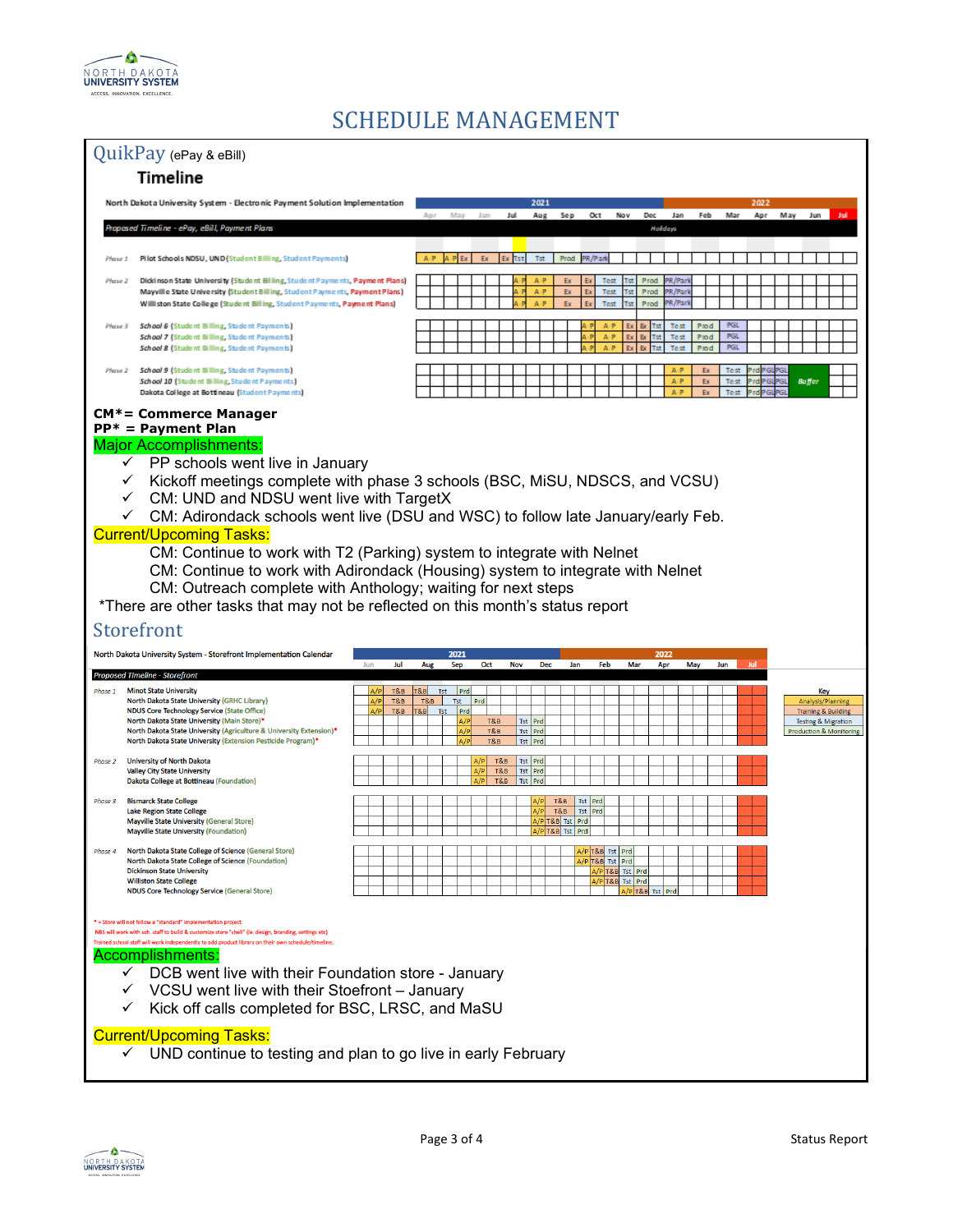# SCHEDULE MANAGEMENT

## QuikPay (ePay & eBill)

### Timeline

North Dakota University System - Electronic Payment Solution Implementation

| | | 2021 | | | | | | | | | 2022 | | | | | | |
|---|---|---|---|---|---|---|---|---|---|---|---|---|---|---|---|---|---|
| | | Apr | May | Jun | Jul | Aug | Sep | Oct | Nov | Dec | Jan | Feb | Mar | Apr | May | Jun | Jul |
| *Proposed Timeline - ePay, eBill, Payment Plans* | | | | | | | | | | Holidays | | | | | | | |
| *Phase 1* | Pilot Schools NDSU, UND (Student Billing, Student Payments) | A P | A P Ex | Ex | Ex Tst | Tst | Prod | PR/Park | | | | | | | | | |
| *Phase 2* | Dickinson State University (Student Billing, Student Payments, Payment Plans) | | | | A P | A P | Ex | Ex Test | Tst Prod | PR/Park | | | | | | | |
| | Mayville State University (Student Billing, Student Payments, Payment Plans) | | | | A P | A P | Ex | Ex Test | Tst Prod | PR/Park | | | | | | | |
| | Williston State College (Student Billing, Student Payments, Payment Plans) | | | | A P | A P | Ex | Ex Test | Tst Prod | PR/Park | | | | | | | |
| *Phase 3* | School 6 (Student Billing, Student Payments) | | | | | | | A P | A P | Ex Ex Tst | Test | Prod | PGL | | | | |
| | School 7 (Student Billing, Student Payments) | | | | | | | A P | A P | Ex Ex Tst | Test | Prod | PGL | | | | |
| | School 8 (Student Billing, Student Payments) | | | | | | | A P | A P | Ex Ex Tst | Test | Prod | PGL | | | | |
| *Phase 2* | School 9 (Student Billing, Student Payments) | | | | | | | | | | A P | Ex | Test | Prd PGL PGL | Buffer | | |
| | School 10 (Student Billing, Student Payments) | | | | | | | | | | A P | Ex | Test | Prd PGL PGL | Buffer | | |
| | Dakota College at Bottineau (Student Payments) | | | | | | | | | | A P | Ex | Test | Prd PGL PGL | Buffer | | |

**CM\*= Commerce Manager**
**PP\* = Payment Plan**

**Major Accomplishments:**

- ✓ PP schools went live in January
- ✓ Kickoff meetings complete with phase 3 schools (BSC, MiSU, NDSCS, and VCSU)
- ✓ CM: UND and NDSU went live with TargetX
- ✓ CM: Adirondack schools went live (DSU and WSC) to follow late January/early Feb.

**Current/Upcoming Tasks:**

- CM: Continue to work with T2 (Parking) system to integrate with Nelnet
- CM: Continue to work with Adirondack (Housing) system to integrate with Nelnet
- CM: Outreach complete with Anthology; waiting for next steps

*There are other tasks that may not be reflected on this month's status report

## Storefront

North Dakota University System - Storefront Implementation Calendar

| | | 2021 | | | | | | | 2022 | | | | | | |
|---|---|---|---|---|---|---|---|---|---|---|---|---|---|---|---|
| | | Jun | Jul | Aug | Sep | Oct | Nov | Dec | Jan | Feb | Mar | Apr | May | Jun | Jul |
| *Proposed Timeline - Storefront* | | | | | | | | | | | | | | | |
| *Phase 1* | Minot State University | A/P | T&B | T&B Tst | Prd | | | | | | | | | | |
| | North Dakota State University (GRHC Library) | A/P | T&B | T&B | Tst | Prd | | | | | | | | | |
| | NDUS Core Technology Service (State Office) | A/P | T&B | T&B Tst | Prd | | | | | | | | | | |
| | North Dakota State University (Main Store)* | | | | A/P | T&B | Tst Prd | | | | | | | | |
| | North Dakota State University (Agriculture & University Extension)* | | | | A/P | T&B | Tst Prd | | | | | | | | |
| | North Dakota State University (Extension Pesticide Program)* | | | | A/P | T&B | Tst Prd | | | | | | | | |
| *Phase 2* | University of North Dakota | | | | | A/P | T&B | Tst Prd | | | | | | | |
| | Valley City State University | | | | | A/P | T&B | Tst Prd | | | | | | | |
| | Dakota College at Bottineau (Foundation) | | | | | A/P | T&B | Tst Prd | | | | | | | |
| *Phase 3* | Bismarck State College | | | | | | A/P | T&B | Tst Prd | | | | | | |
| | Lake Region State College | | | | | | A/P | T&B | Tst Prd | | | | | | |
| | Mayville State University (General Store) | | | | | | A/P T&B | Tst Prd | | | | | | | |
| | Mayville State University (Foundation) | | | | | | A/P T&B | Tst Prd | | | | | | | |
| *Phase 4* | North Dakota State College of Science (General Store) | | | | | | | | A/P T&B | Tst Prd | | | | | |
| | North Dakota State College of Science (Foundation) | | | | | | | | A/P T&B | Tst Prd | | | | | |
| | Dickinson State University | | | | | | | | A/P T&B | Tst Prd | | | | | |
| | Williston State College | | | | | | | | A/P T&B | Tst Prd | | | | | |
| | NDUS Core Technology Service (General Store) | | | | | | | | | A/P T&B | Tst Prd | | | | |

**Key**
- Analysis/Planning
- Training & Building
- Testing & Migration
- Production & Monitoring

\* = Store will not follow a "standard" implementation project.
NBS will work with sch. staff to build & customize store "shell" (ie. design, branding, settings etc)
Trained school staff will work independently to add product library on their own schedule/timeline.

**Accomplishments:**

- ✓ DCB went live with their Foundation store - January
- ✓ VCSU went live with their Stoefront – January
- ✓ Kick off calls completed for BSC, LRSC, and MaSU

**Current/Upcoming Tasks:**

- ✓ UND continue to testing and plan to go live in early February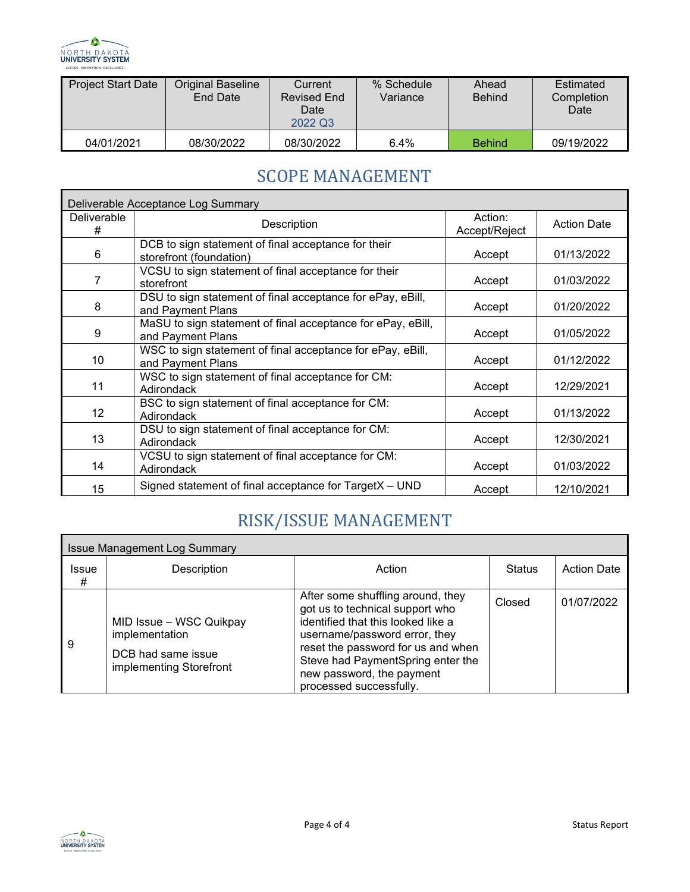| Project Start Date | Original Baseline End Date | Current Revised End Date 2022 Q3 | % Schedule Variance | Ahead Behind | Estimated Completion Date |
|---|---|---|---|---|---|
| 04/01/2021 | 08/30/2022 | 08/30/2022 | 6.4% | Behind | 09/19/2022 |

## SCOPE MANAGEMENT

| Deliverable Acceptance Log Summary | | | |
|---|---|---|---|
| **Deliverable #** | **Description** | **Action: Accept/Reject** | **Action Date** |
| 6 | DCB to sign statement of final acceptance for their storefront (foundation) | Accept | 01/13/2022 |
| 7 | VCSU to sign statement of final acceptance for their storefront | Accept | 01/03/2022 |
| 8 | DSU to sign statement of final acceptance for ePay, eBill, and Payment Plans | Accept | 01/20/2022 |
| 9 | MaSU to sign statement of final acceptance for ePay, eBill, and Payment Plans | Accept | 01/05/2022 |
| 10 | WSC to sign statement of final acceptance for ePay, eBill, and Payment Plans | Accept | 01/12/2022 |
| 11 | WSC to sign statement of final acceptance for CM: Adirondack | Accept | 12/29/2021 |
| 12 | BSC to sign statement of final acceptance for CM: Adirondack | Accept | 01/13/2022 |
| 13 | DSU to sign statement of final acceptance for CM: Adirondack | Accept | 12/30/2021 |
| 14 | VCSU to sign statement of final acceptance for CM: Adirondack | Accept | 01/03/2022 |
| 15 | Signed statement of final acceptance for TargetX – UND | Accept | 12/10/2021 |

## RISK/ISSUE MANAGEMENT

| Issue Management Log Summary | | | | |
|---|---|---|---|---|
| **Issue #** | **Description** | **Action** | **Status** | **Action Date** |
| 9 | MID Issue – WSC Quikpay implementation<br><br>DCB had same issue implementing Storefront | After some shuffling around, they got us to technical support who identified that this looked like a username/password error, they reset the password for us and when Steve had PaymentSpring enter the new password, the payment processed successfully. | Closed | 01/07/2022 |